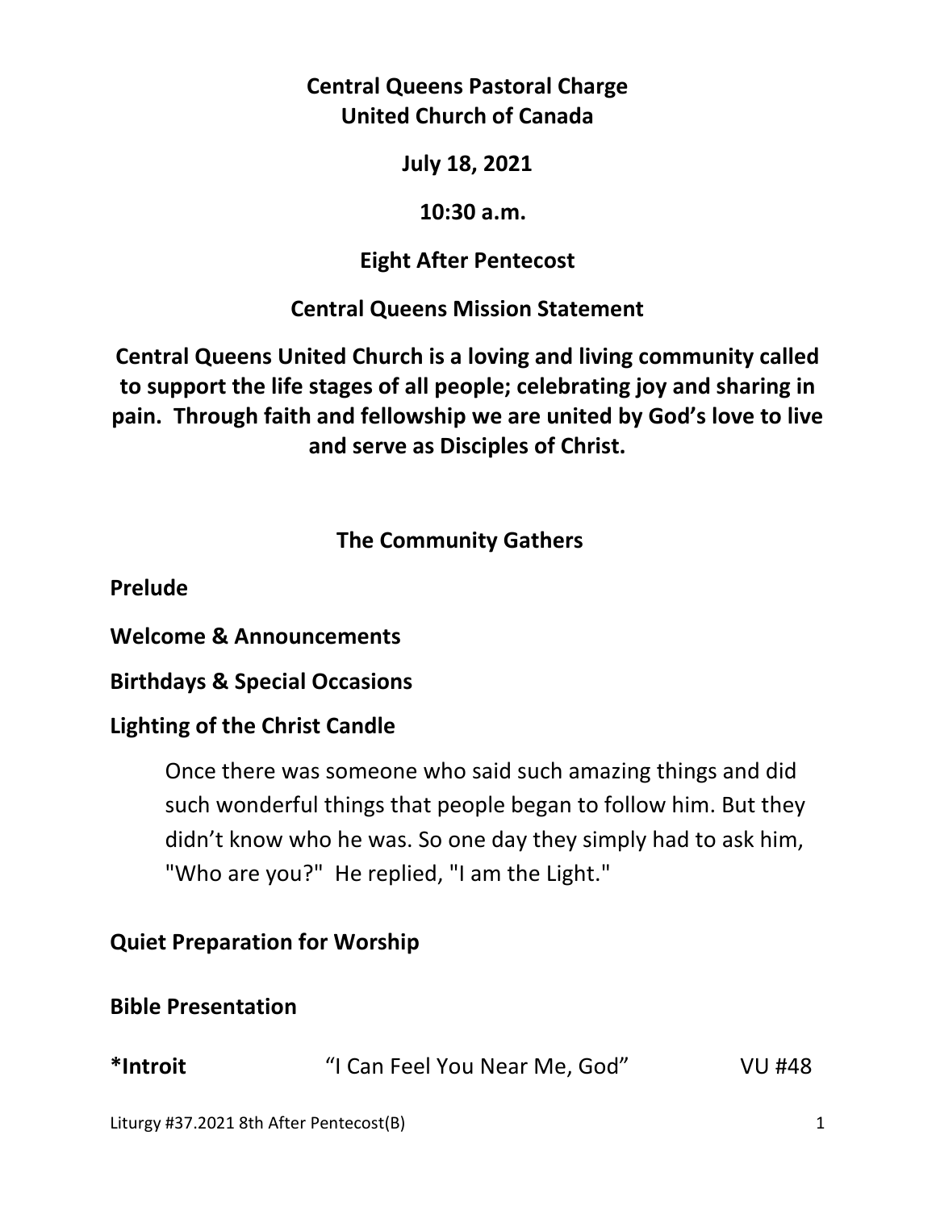# Central Queens Pastoral Charge
# United Church of Canada

**July 18, 2021**

**10:30 a.m.**

**Eight After Pentecost**

## Central Queens Mission Statement

**Central Queens United Church is a loving and living community called to support the life stages of all people; celebrating joy and sharing in pain. Through faith and fellowship we are united by God's love to live and serve as Disciples of Christ.**

## The Community Gathers

**Prelude**

**Welcome & Announcements**

**Birthdays & Special Occasions**

**Lighting of the Christ Candle**

> Once there was someone who said such amazing things and did such wonderful things that people began to follow him. But they didn't know who he was. So one day they simply had to ask him, "Who are you?" He replied, "I am the Light."

**Quiet Preparation for Worship**

**Bible Presentation**

**\*Introit** "I Can Feel You Near Me, God" VU #48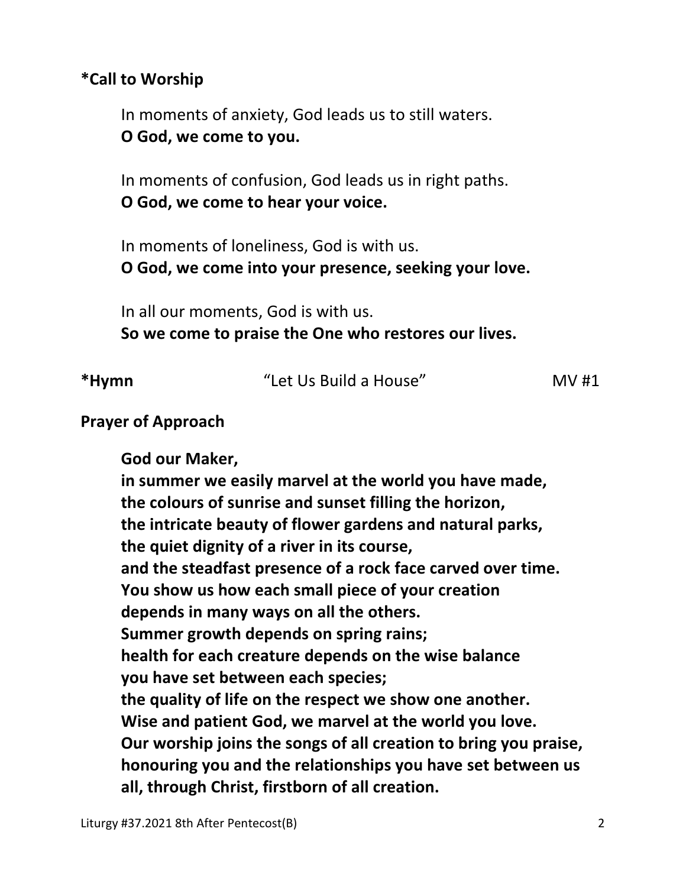**\*Call to Worship**

In moments of anxiety, God leads us to still waters.
**O God, we come to you.**

In moments of confusion, God leads us in right paths.
**O God, we come to hear your voice.**

In moments of loneliness, God is with us.
**O God, we come into your presence, seeking your love.**

In all our moments, God is with us.
**So we come to praise the One who restores our lives.**

**\*Hymn** "Let Us Build a House" MV #1

**Prayer of Approach**

**God our Maker,**
**in summer we easily marvel at the world you have made,**
**the colours of sunrise and sunset filling the horizon,**
**the intricate beauty of flower gardens and natural parks,**
**the quiet dignity of a river in its course,**
**and the steadfast presence of a rock face carved over time.**
**You show us how each small piece of your creation**
**depends in many ways on all the others.**
**Summer growth depends on spring rains;**
**health for each creature depends on the wise balance**
**you have set between each species;**
**the quality of life on the respect we show one another.**
**Wise and patient God, we marvel at the world you love.**
**Our worship joins the songs of all creation to bring you praise,**
**honouring you and the relationships you have set between us**
**all, through Christ, firstborn of all creation.**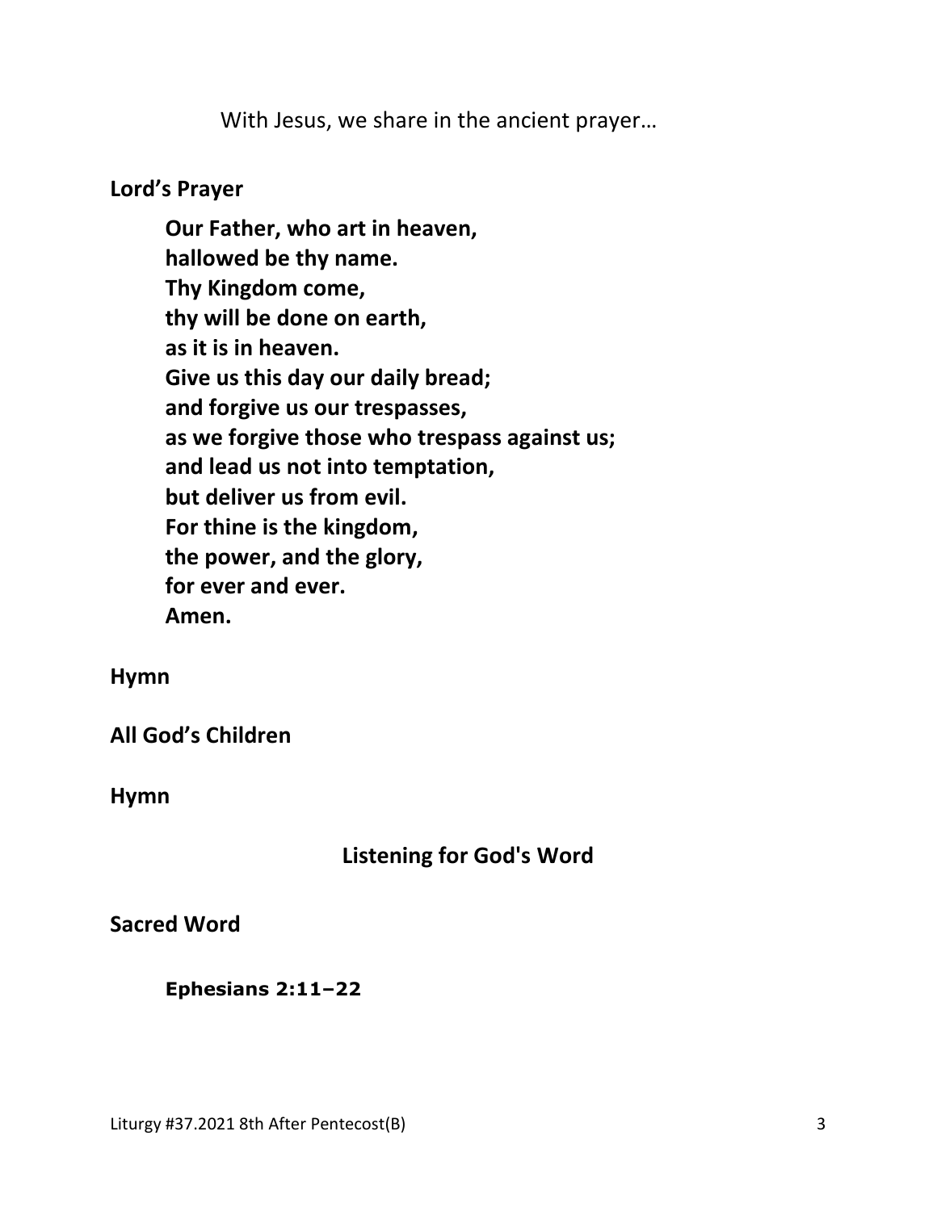With Jesus, we share in the ancient prayer…

**Lord's Prayer**

**Our Father, who art in heaven,**
**hallowed be thy name.**
**Thy Kingdom come,**
**thy will be done on earth,**
**as it is in heaven.**
**Give us this day our daily bread;**
**and forgive us our trespasses,**
**as we forgive those who trespass against us;**
**and lead us not into temptation,**
**but deliver us from evil.**
**For thine is the kingdom,**
**the power, and the glory,**
**for ever and ever.**
**Amen.**

**Hymn**

**All God's Children**

**Hymn**

## Listening for God's Word

**Sacred Word**

**Ephesians 2:11–22**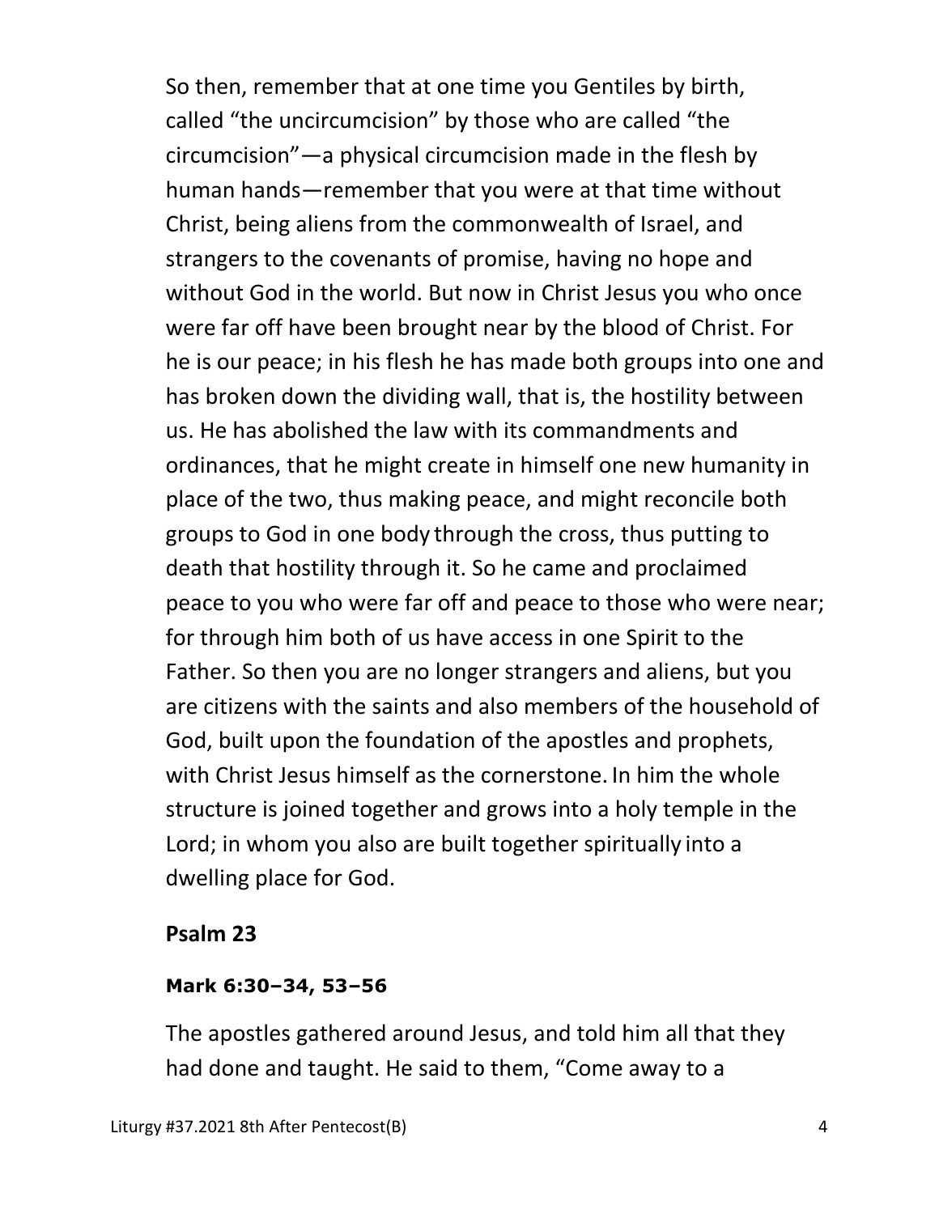So then, remember that at one time you Gentiles by birth, called "the uncircumcision" by those who are called "the circumcision"—a physical circumcision made in the flesh by human hands—remember that you were at that time without Christ, being aliens from the commonwealth of Israel, and strangers to the covenants of promise, having no hope and without God in the world. But now in Christ Jesus you who once were far off have been brought near by the blood of Christ. For he is our peace; in his flesh he has made both groups into one and has broken down the dividing wall, that is, the hostility between us. He has abolished the law with its commandments and ordinances, that he might create in himself one new humanity in place of the two, thus making peace, and might reconcile both groups to God in one body through the cross, thus putting to death that hostility through it. So he came and proclaimed peace to you who were far off and peace to those who were near; for through him both of us have access in one Spirit to the Father. So then you are no longer strangers and aliens, but you are citizens with the saints and also members of the household of God, built upon the foundation of the apostles and prophets, with Christ Jesus himself as the cornerstone. In him the whole structure is joined together and grows into a holy temple in the Lord; in whom you also are built together spiritually into a dwelling place for God.

**Psalm 23**

**Mark 6:30–34, 53–56**

The apostles gathered around Jesus, and told him all that they had done and taught. He said to them, "Come away to a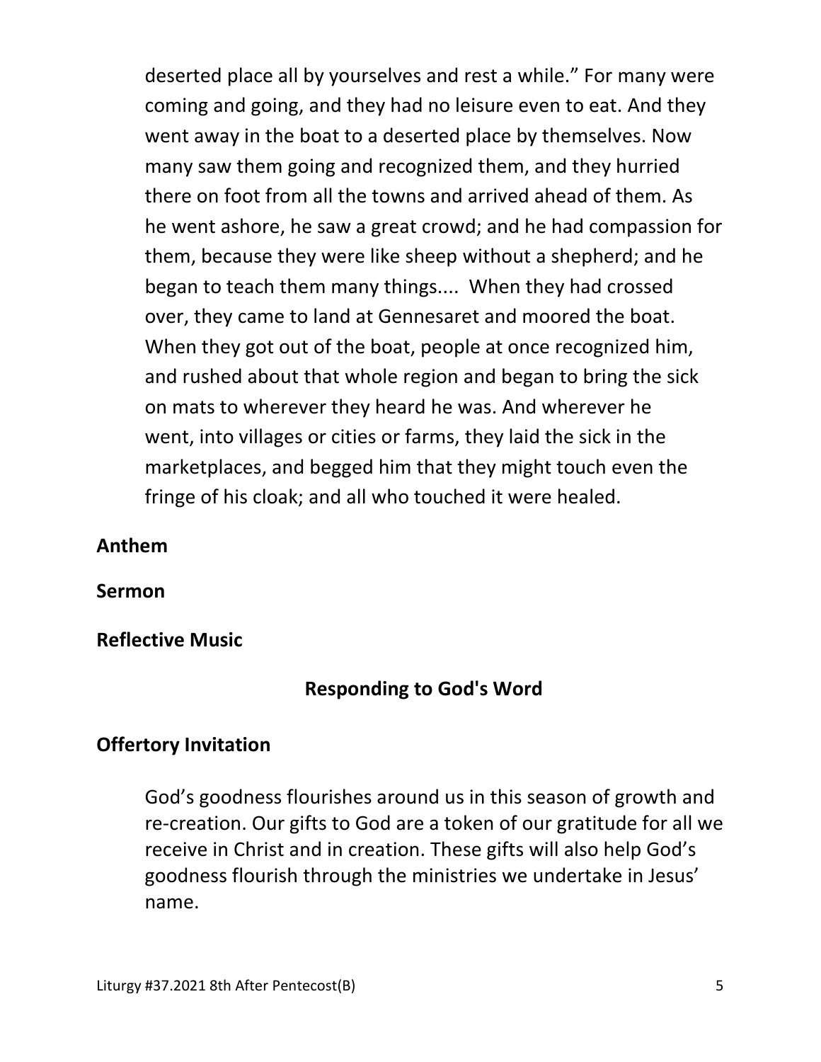deserted place all by yourselves and rest a while." For many were coming and going, and they had no leisure even to eat. And they went away in the boat to a deserted place by themselves. Now many saw them going and recognized them, and they hurried there on foot from all the towns and arrived ahead of them. As he went ashore, he saw a great crowd; and he had compassion for them, because they were like sheep without a shepherd; and he began to teach them many things.... When they had crossed over, they came to land at Gennesaret and moored the boat. When they got out of the boat, people at once recognized him, and rushed about that whole region and began to bring the sick on mats to wherever they heard he was. And wherever he went, into villages or cities or farms, they laid the sick in the marketplaces, and begged him that they might touch even the fringe of his cloak; and all who touched it were healed.

**Anthem**

**Sermon**

**Reflective Music**

## Responding to God's Word

**Offertory Invitation**

God's goodness flourishes around us in this season of growth and re-creation. Our gifts to God are a token of our gratitude for all we receive in Christ and in creation. These gifts will also help God's goodness flourish through the ministries we undertake in Jesus' name.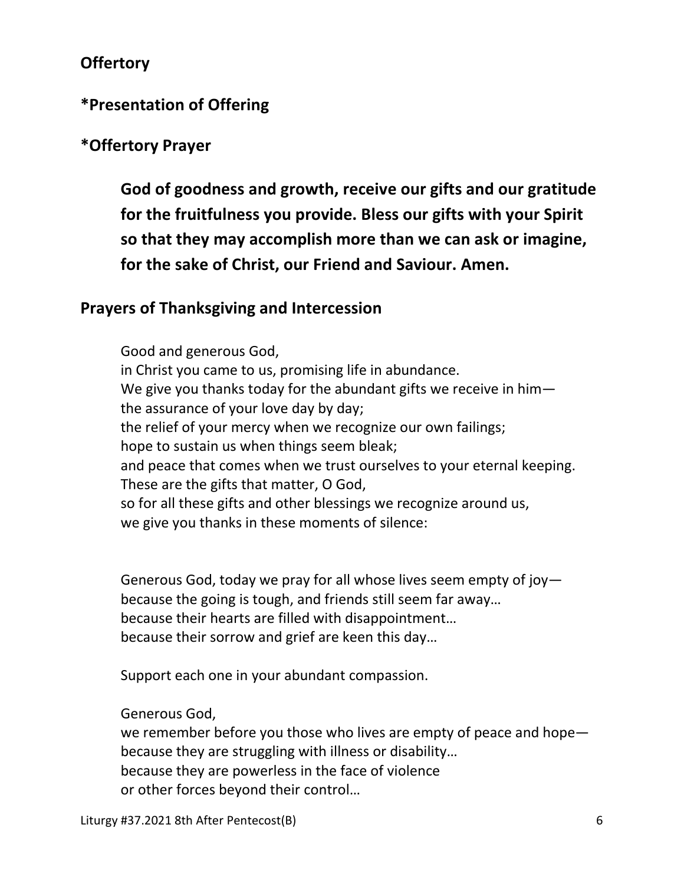## Offertory

## *Presentation of Offering

## *Offertory Prayer

**God of goodness and growth, receive our gifts and our gratitude for the fruitfulness you provide. Bless our gifts with your Spirit so that they may accomplish more than we can ask or imagine, for the sake of Christ, our Friend and Saviour. Amen.**

## Prayers of Thanksgiving and Intercession

Good and generous God,
in Christ you came to us, promising life in abundance.
We give you thanks today for the abundant gifts we receive in him—
the assurance of your love day by day;
the relief of your mercy when we recognize our own failings;
hope to sustain us when things seem bleak;
and peace that comes when we trust ourselves to your eternal keeping.
These are the gifts that matter, O God,
so for all these gifts and other blessings we recognize around us,
we give you thanks in these moments of silence:

Generous God, today we pray for all whose lives seem empty of joy—
because the going is tough, and friends still seem far away…
because their hearts are filled with disappointment…
because their sorrow and grief are keen this day…

Support each one in your abundant compassion.

Generous God,
we remember before you those who lives are empty of peace and hope—
because they are struggling with illness or disability…
because they are powerless in the face of violence
or other forces beyond their control…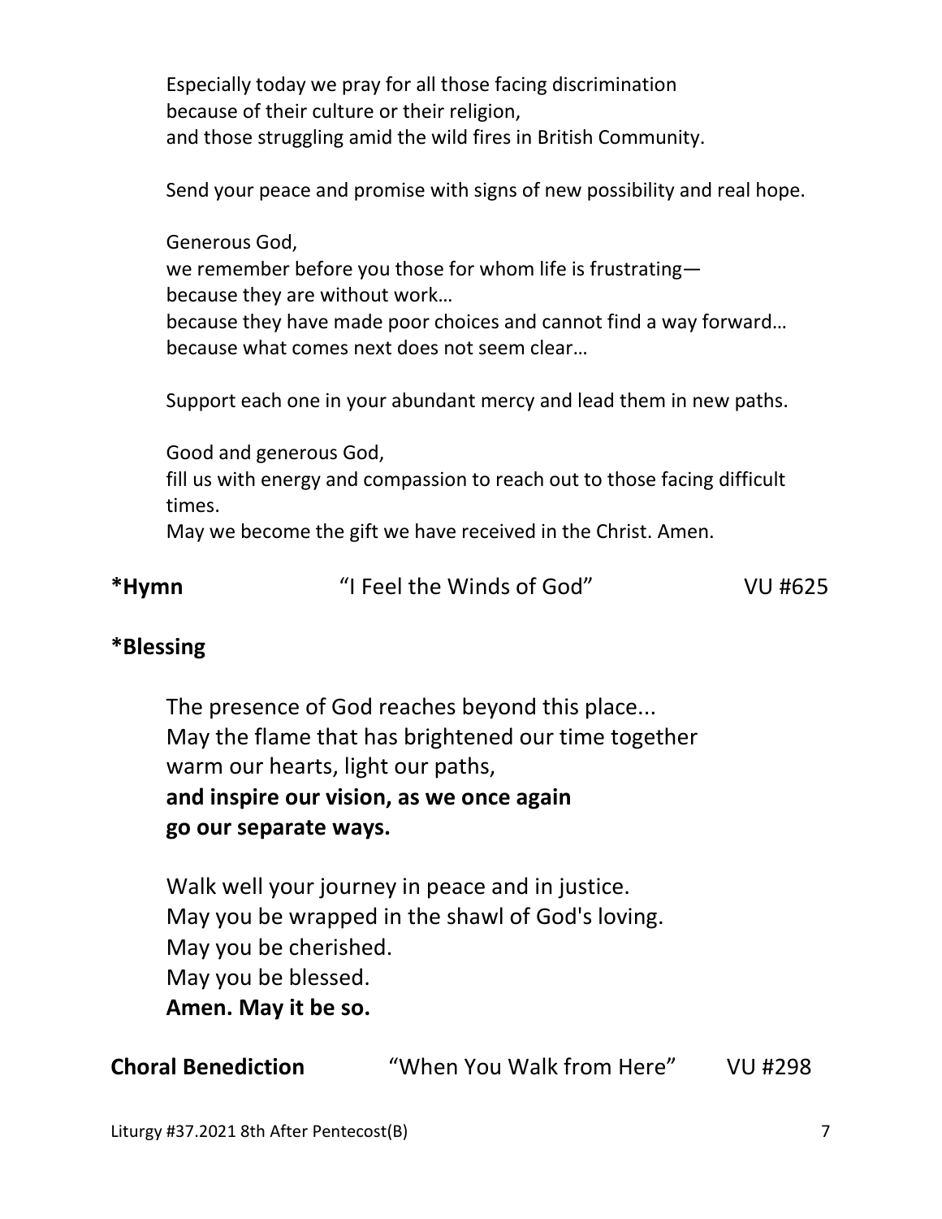Especially today we pray for all those facing discrimination
because of their culture or their religion,
and those struggling amid the wild fires in British Community.

Send your peace and promise with signs of new possibility and real hope.

Generous God,
we remember before you those for whom life is frustrating—
because they are without work…
because they have made poor choices and cannot find a way forward…
because what comes next does not seem clear…

Support each one in your abundant mercy and lead them in new paths.

Good and generous God,
fill us with energy and compassion to reach out to those facing difficult times.
May we become the gift we have received in the Christ. Amen.

**\*Hymn** "I Feel the Winds of God" VU #625

**\*Blessing**

The presence of God reaches beyond this place...
May the flame that has brightened our time together
warm our hearts, light our paths,
**and inspire our vision, as we once again**
**go our separate ways.**

Walk well your journey in peace and in justice.
May you be wrapped in the shawl of God's loving.
May you be cherished.
May you be blessed.
**Amen. May it be so.**

**Choral Benediction** "When You Walk from Here" VU #298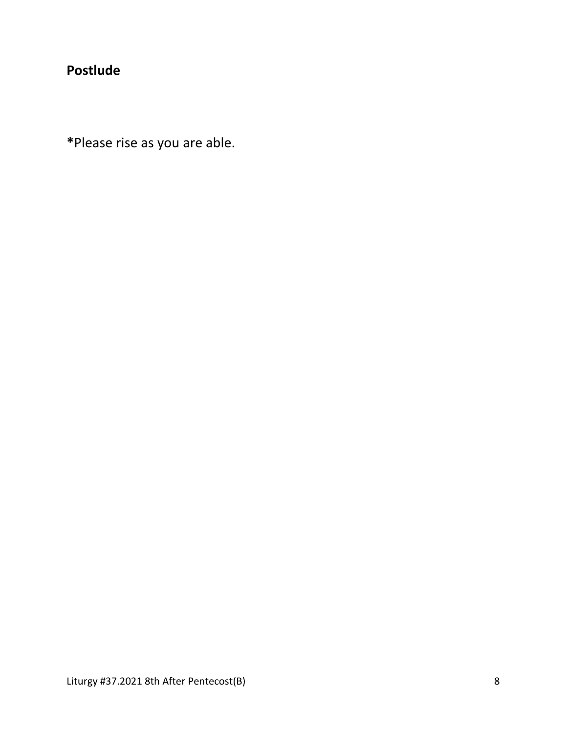**Postlude**

*Please rise as you are able.